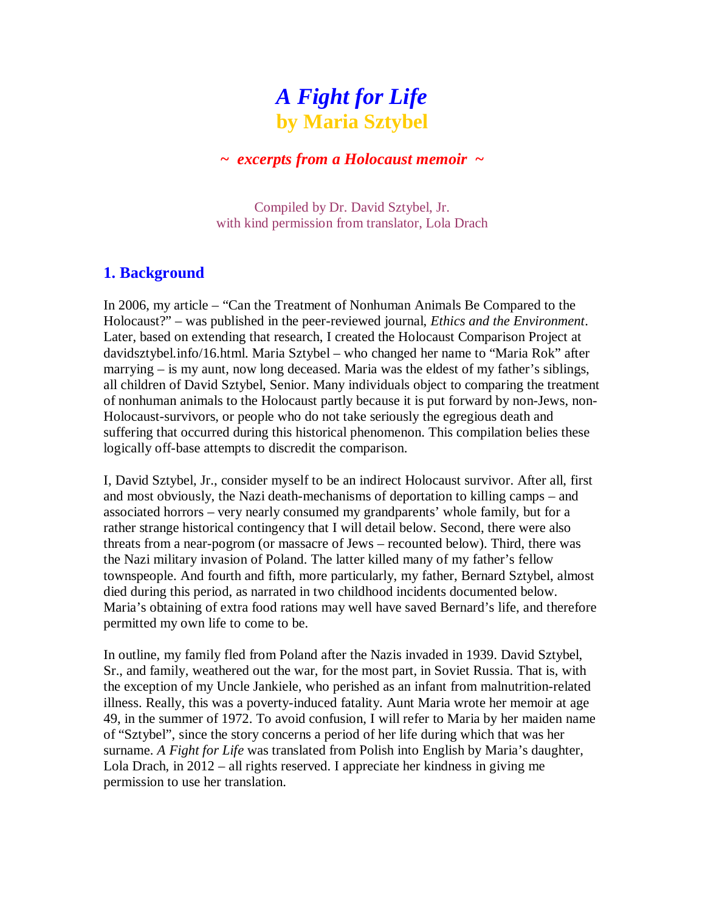# *A Fight for Life*

## by Maria Sztybel

### *~ excerpts from a Holocaust memoir ~*

Compiled by Dr. David Sztybel, Jr.
with kind permission from translator, Lola Drach

## 1. Background

In 2006, my article – "Can the Treatment of Nonhuman Animals Be Compared to the Holocaust?" – was published in the peer-reviewed journal, *Ethics and the Environment*. Later, based on extending that research, I created the Holocaust Comparison Project at davidsztybel.info/16.html. Maria Sztybel – who changed her name to "Maria Rok" after marrying – is my aunt, now long deceased. Maria was the eldest of my father's siblings, all children of David Sztybel, Senior. Many individuals object to comparing the treatment of nonhuman animals to the Holocaust partly because it is put forward by non-Jews, non-Holocaust-survivors, or people who do not take seriously the egregious death and suffering that occurred during this historical phenomenon. This compilation belies these logically off-base attempts to discredit the comparison.

I, David Sztybel, Jr., consider myself to be an indirect Holocaust survivor. After all, first and most obviously, the Nazi death-mechanisms of deportation to killing camps – and associated horrors – very nearly consumed my grandparents' whole family, but for a rather strange historical contingency that I will detail below. Second, there were also threats from a near-pogrom (or massacre of Jews – recounted below). Third, there was the Nazi military invasion of Poland. The latter killed many of my father's fellow townspeople. And fourth and fifth, more particularly, my father, Bernard Sztybel, almost died during this period, as narrated in two childhood incidents documented below. Maria's obtaining of extra food rations may well have saved Bernard's life, and therefore permitted my own life to come to be.

In outline, my family fled from Poland after the Nazis invaded in 1939. David Sztybel, Sr., and family, weathered out the war, for the most part, in Soviet Russia. That is, with the exception of my Uncle Jankiele, who perished as an infant from malnutrition-related illness. Really, this was a poverty-induced fatality. Aunt Maria wrote her memoir at age 49, in the summer of 1972. To avoid confusion, I will refer to Maria by her maiden name of "Sztybel", since the story concerns a period of her life during which that was her surname. *A Fight for Life* was translated from Polish into English by Maria's daughter, Lola Drach, in 2012 – all rights reserved. I appreciate her kindness in giving me permission to use her translation.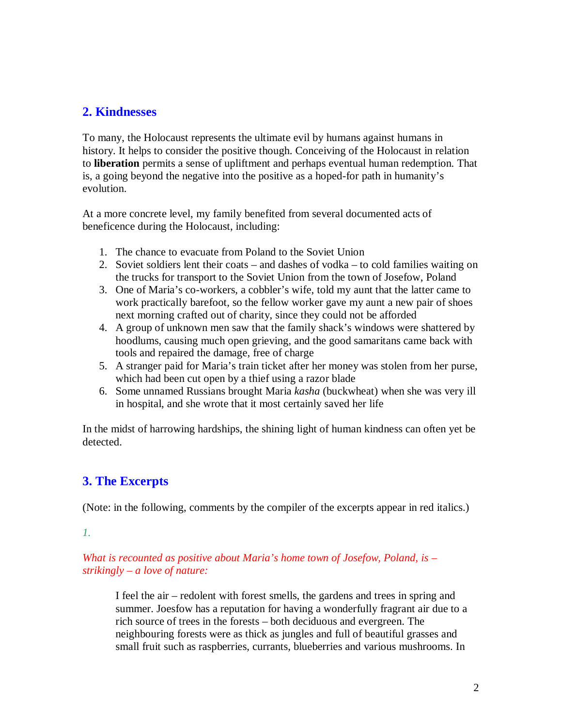## 2. Kindnesses

To many, the Holocaust represents the ultimate evil by humans against humans in history. It helps to consider the positive though. Conceiving of the Holocaust in relation to **liberation** permits a sense of upliftment and perhaps eventual human redemption. That is, a going beyond the negative into the positive as a hoped-for path in humanity's evolution.

At a more concrete level, my family benefited from several documented acts of beneficence during the Holocaust, including:

1. The chance to evacuate from Poland to the Soviet Union
2. Soviet soldiers lent their coats – and dashes of vodka – to cold families waiting on the trucks for transport to the Soviet Union from the town of Josefow, Poland
3. One of Maria's co-workers, a cobbler's wife, told my aunt that the latter came to work practically barefoot, so the fellow worker gave my aunt a new pair of shoes next morning crafted out of charity, since they could not be afforded
4. A group of unknown men saw that the family shack's windows were shattered by hoodlums, causing much open grieving, and the good samaritans came back with tools and repaired the damage, free of charge
5. A stranger paid for Maria's train ticket after her money was stolen from her purse, which had been cut open by a thief using a razor blade
6. Some unnamed Russians brought Maria *kasha* (buckwheat) when she was very ill in hospital, and she wrote that it most certainly saved her life

In the midst of harrowing hardships, the shining light of human kindness can often yet be detected.

## 3. The Excerpts

(Note: in the following, comments by the compiler of the excerpts appear in red italics.)

*1.*

*What is recounted as positive about Maria's home town of Josefow, Poland, is – strikingly – a love of nature:*

> I feel the air – redolent with forest smells, the gardens and trees in spring and summer. Joesfow has a reputation for having a wonderfully fragrant air due to a rich source of trees in the forests – both deciduous and evergreen. The neighbouring forests were as thick as jungles and full of beautiful grasses and small fruit such as raspberries, currants, blueberries and various mushrooms. In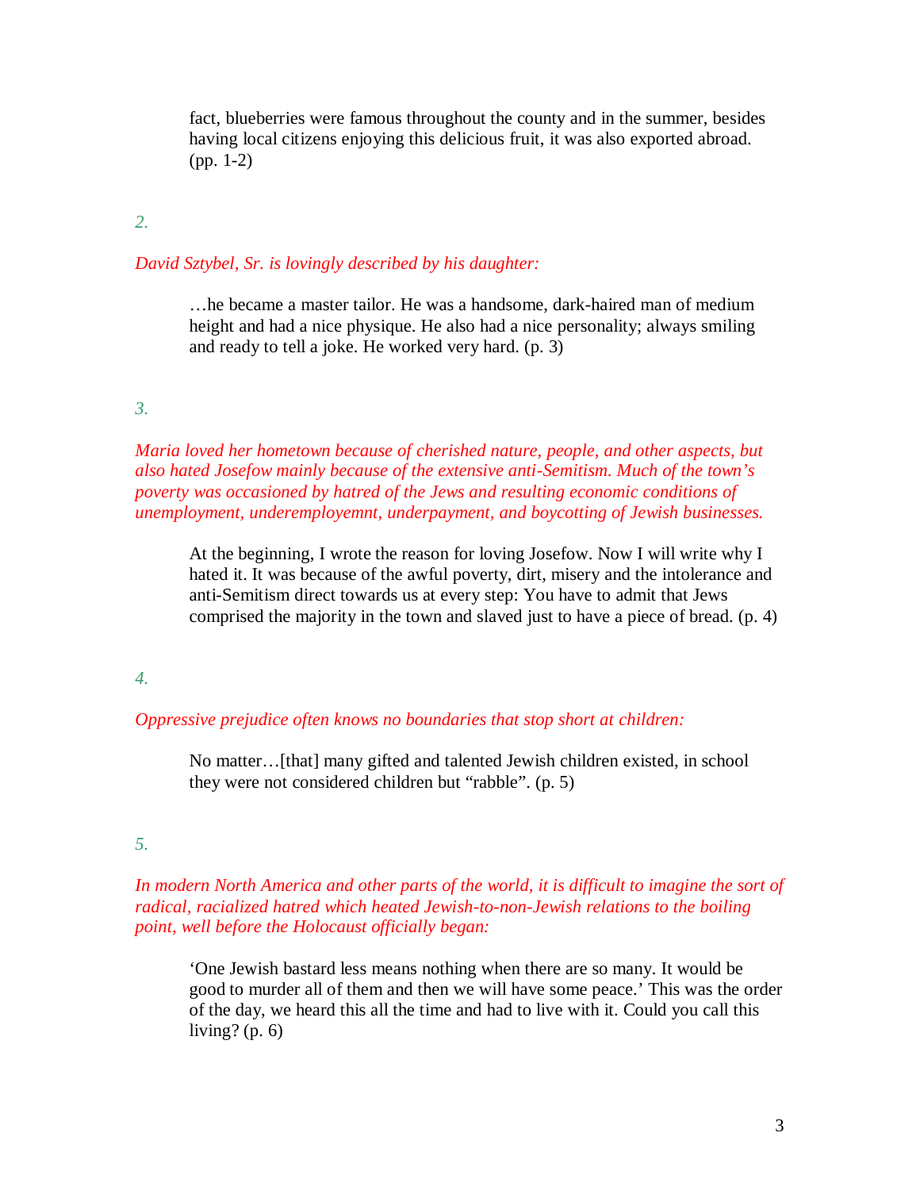> fact, blueberries were famous throughout the county and in the summer, besides having local citizens enjoying this delicious fruit, it was also exported abroad. (pp. 1-2)

*2.*

*David Sztybel, Sr. is lovingly described by his daughter:*

> …he became a master tailor. He was a handsome, dark-haired man of medium height and had a nice physique. He also had a nice personality; always smiling and ready to tell a joke. He worked very hard. (p. 3)

*3.*

*Maria loved her hometown because of cherished nature, people, and other aspects, but also hated Josefow mainly because of the extensive anti-Semitism. Much of the town's poverty was occasioned by hatred of the Jews and resulting economic conditions of unemployment, underemployemnt, underpayment, and boycotting of Jewish businesses.*

> At the beginning, I wrote the reason for loving Josefow. Now I will write why I hated it. It was because of the awful poverty, dirt, misery and the intolerance and anti-Semitism direct towards us at every step: You have to admit that Jews comprised the majority in the town and slaved just to have a piece of bread. (p. 4)

*4.*

*Oppressive prejudice often knows no boundaries that stop short at children:*

> No matter…[that] many gifted and talented Jewish children existed, in school they were not considered children but "rabble". (p. 5)

*5.*

*In modern North America and other parts of the world, it is difficult to imagine the sort of radical, racialized hatred which heated Jewish-to-non-Jewish relations to the boiling point, well before the Holocaust officially began:*

> 'One Jewish bastard less means nothing when there are so many. It would be good to murder all of them and then we will have some peace.' This was the order of the day, we heard this all the time and had to live with it. Could you call this living? (p. 6)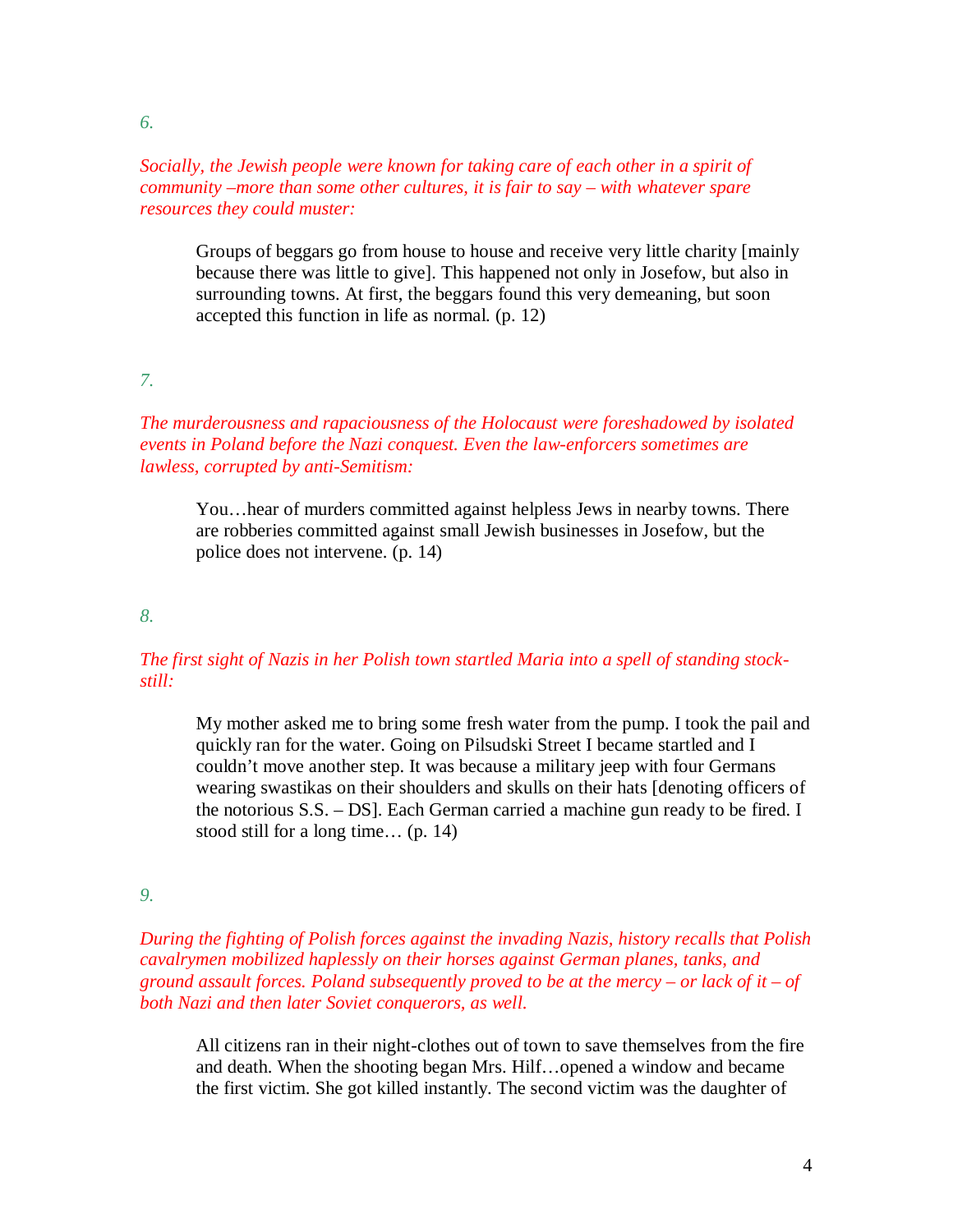*6.*

*Socially, the Jewish people were known for taking care of each other in a spirit of community –more than some other cultures, it is fair to say – with whatever spare resources they could muster:*

> Groups of beggars go from house to house and receive very little charity [mainly because there was little to give]. This happened not only in Josefow, but also in surrounding towns. At first, the beggars found this very demeaning, but soon accepted this function in life as normal. (p. 12)

*7.*

*The murderousness and rapaciousness of the Holocaust were foreshadowed by isolated events in Poland before the Nazi conquest. Even the law-enforcers sometimes are lawless, corrupted by anti-Semitism:*

> You…hear of murders committed against helpless Jews in nearby towns. There are robberies committed against small Jewish businesses in Josefow, but the police does not intervene. (p. 14)

*8.*

*The first sight of Nazis in her Polish town startled Maria into a spell of standing stock-still:*

> My mother asked me to bring some fresh water from the pump. I took the pail and quickly ran for the water. Going on Pilsudski Street I became startled and I couldn't move another step. It was because a military jeep with four Germans wearing swastikas on their shoulders and skulls on their hats [denoting officers of the notorious S.S. – DS]. Each German carried a machine gun ready to be fired. I stood still for a long time… (p. 14)

*9.*

*During the fighting of Polish forces against the invading Nazis, history recalls that Polish cavalrymen mobilized haplessly on their horses against German planes, tanks, and ground assault forces. Poland subsequently proved to be at the mercy – or lack of it – of both Nazi and then later Soviet conquerors, as well.*

> All citizens ran in their night-clothes out of town to save themselves from the fire and death. When the shooting began Mrs. Hilf…opened a window and became the first victim. She got killed instantly. The second victim was the daughter of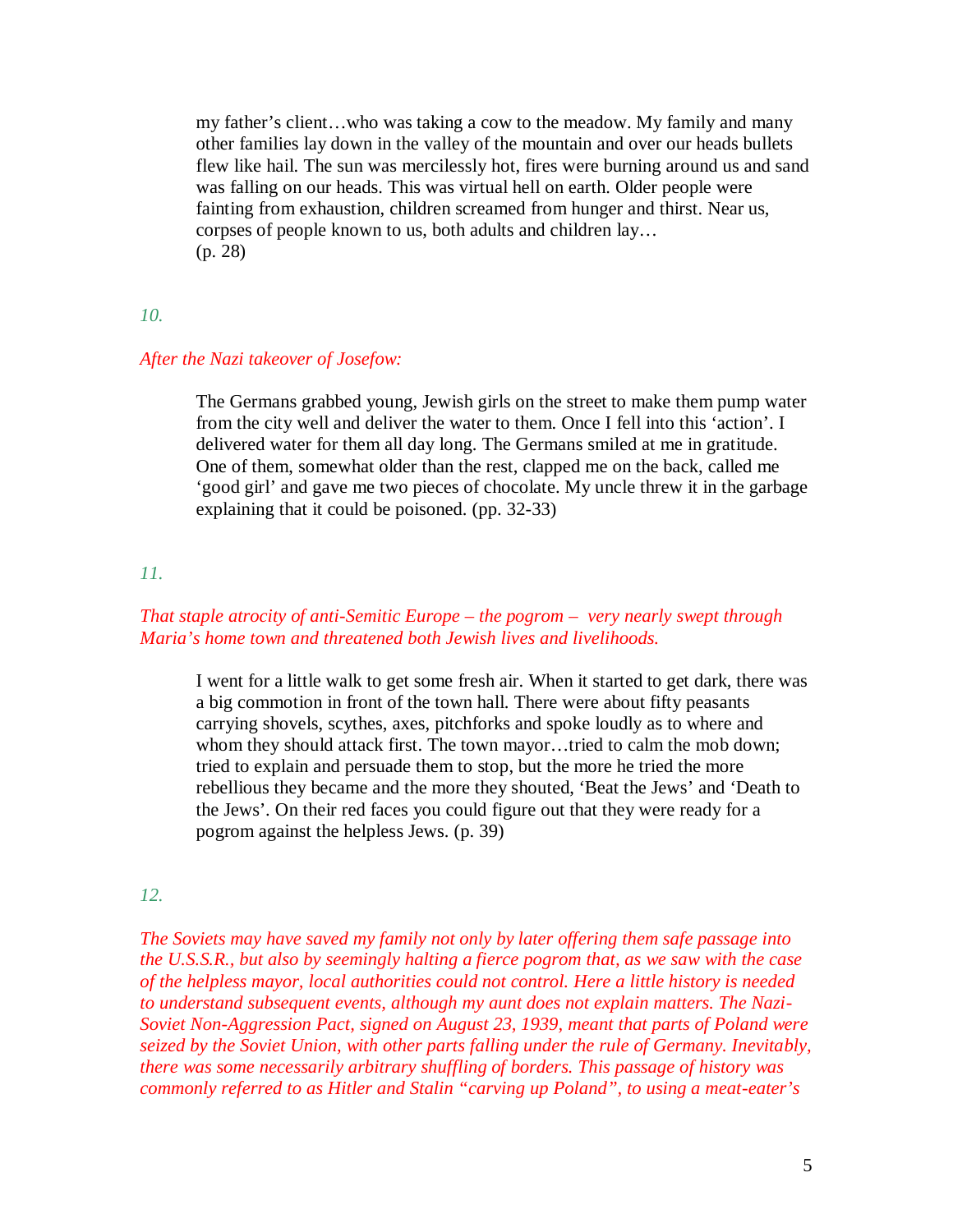> my father's client…who was taking a cow to the meadow. My family and many other families lay down in the valley of the mountain and over our heads bullets flew like hail. The sun was mercilessly hot, fires were burning around us and sand was falling on our heads. This was virtual hell on earth. Older people were fainting from exhaustion, children screamed from hunger and thirst. Near us, corpses of people known to us, both adults and children lay…
> (p. 28)

*10.*

*After the Nazi takeover of Josefow:*

> The Germans grabbed young, Jewish girls on the street to make them pump water from the city well and deliver the water to them. Once I fell into this 'action'. I delivered water for them all day long. The Germans smiled at me in gratitude. One of them, somewhat older than the rest, clapped me on the back, called me 'good girl' and gave me two pieces of chocolate. My uncle threw it in the garbage explaining that it could be poisoned. (pp. 32-33)

*11.*

*That staple atrocity of anti-Semitic Europe – the pogrom – very nearly swept through Maria's home town and threatened both Jewish lives and livelihoods.*

> I went for a little walk to get some fresh air. When it started to get dark, there was a big commotion in front of the town hall. There were about fifty peasants carrying shovels, scythes, axes, pitchforks and spoke loudly as to where and whom they should attack first. The town mayor…tried to calm the mob down; tried to explain and persuade them to stop, but the more he tried the more rebellious they became and the more they shouted, 'Beat the Jews' and 'Death to the Jews'. On their red faces you could figure out that they were ready for a pogrom against the helpless Jews. (p. 39)

*12.*

*The Soviets may have saved my family not only by later offering them safe passage into the U.S.S.R., but also by seemingly halting a fierce pogrom that, as we saw with the case of the helpless mayor, local authorities could not control. Here a little history is needed to understand subsequent events, although my aunt does not explain matters. The Nazi-Soviet Non-Aggression Pact, signed on August 23, 1939, meant that parts of Poland were seized by the Soviet Union, with other parts falling under the rule of Germany. Inevitably, there was some necessarily arbitrary shuffling of borders. This passage of history was commonly referred to as Hitler and Stalin "carving up Poland", to using a meat-eater's*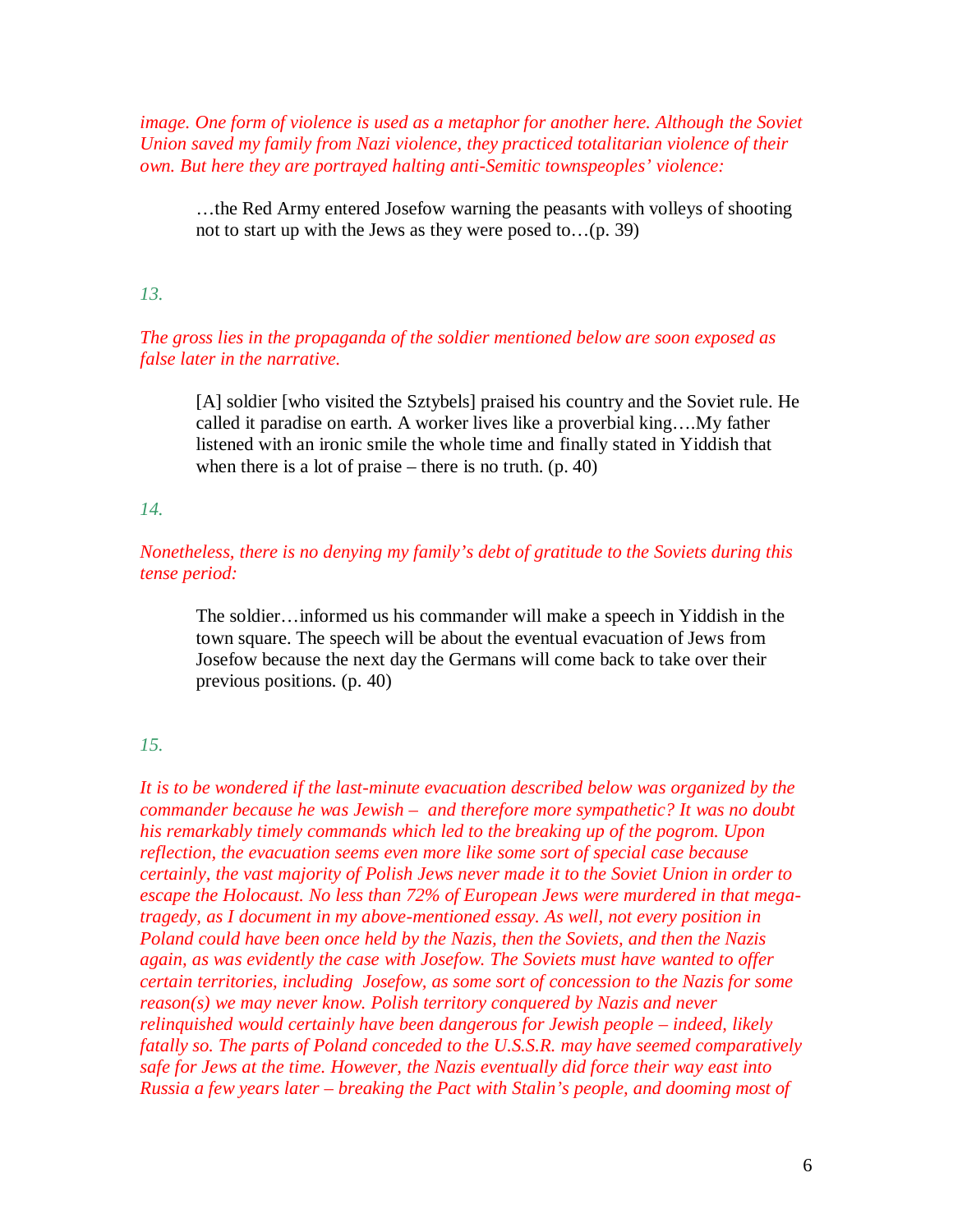*image. One form of violence is used as a metaphor for another here. Although the Soviet Union saved my family from Nazi violence, they practiced totalitarian violence of their own. But here they are portrayed halting anti-Semitic townspeoples' violence:*

> …the Red Army entered Josefow warning the peasants with volleys of shooting not to start up with the Jews as they were posed to…(p. 39)

*13.*

*The gross lies in the propaganda of the soldier mentioned below are soon exposed as false later in the narrative.*

> [A] soldier [who visited the Sztybels] praised his country and the Soviet rule. He called it paradise on earth. A worker lives like a proverbial king….My father listened with an ironic smile the whole time and finally stated in Yiddish that when there is a lot of praise – there is no truth. (p. 40)

*14.*

*Nonetheless, there is no denying my family's debt of gratitude to the Soviets during this tense period:*

> The soldier…informed us his commander will make a speech in Yiddish in the town square. The speech will be about the eventual evacuation of Jews from Josefow because the next day the Germans will come back to take over their previous positions. (p. 40)

*15.*

*It is to be wondered if the last-minute evacuation described below was organized by the commander because he was Jewish – and therefore more sympathetic? It was no doubt his remarkably timely commands which led to the breaking up of the pogrom. Upon reflection, the evacuation seems even more like some sort of special case because certainly, the vast majority of Polish Jews never made it to the Soviet Union in order to escape the Holocaust. No less than 72% of European Jews were murdered in that mega-tragedy, as I document in my above-mentioned essay. As well, not every position in Poland could have been once held by the Nazis, then the Soviets, and then the Nazis again, as was evidently the case with Josefow. The Soviets must have wanted to offer certain territories, including Josefow, as some sort of concession to the Nazis for some reason(s) we may never know. Polish territory conquered by Nazis and never relinquished would certainly have been dangerous for Jewish people – indeed, likely fatally so. The parts of Poland conceded to the U.S.S.R. may have seemed comparatively safe for Jews at the time. However, the Nazis eventually did force their way east into Russia a few years later – breaking the Pact with Stalin's people, and dooming most of*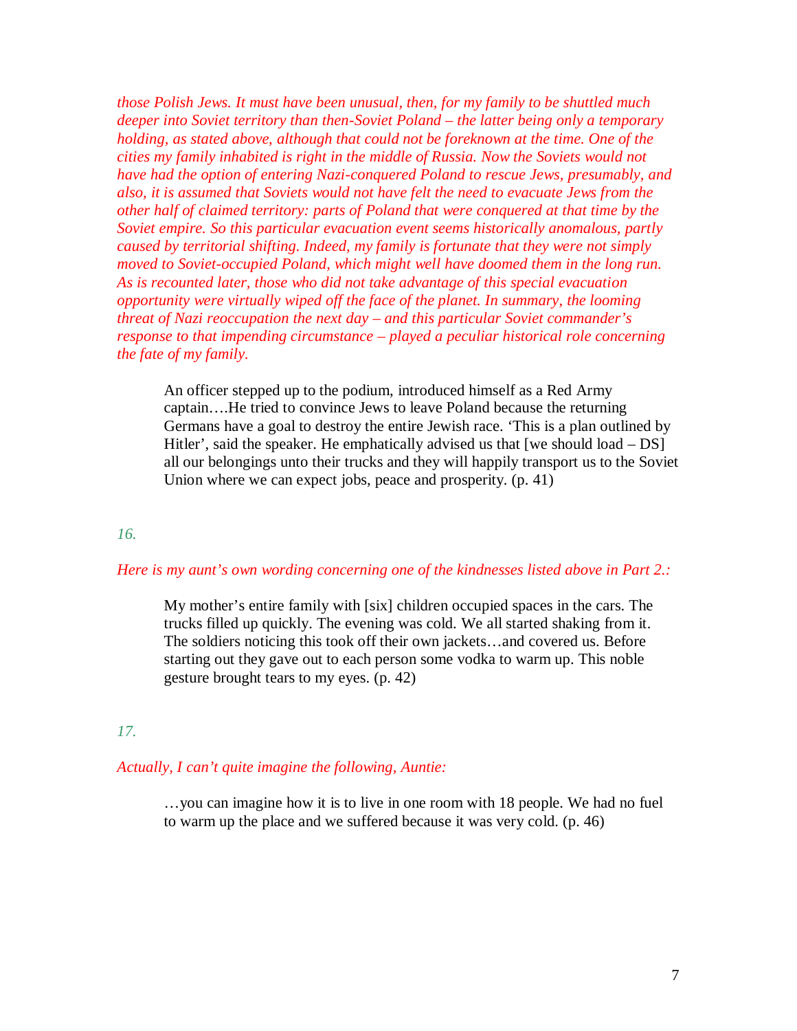*those Polish Jews. It must have been unusual, then, for my family to be shuttled much deeper into Soviet territory than then-Soviet Poland – the latter being only a temporary holding, as stated above, although that could not be foreknown at the time. One of the cities my family inhabited is right in the middle of Russia. Now the Soviets would not have had the option of entering Nazi-conquered Poland to rescue Jews, presumably, and also, it is assumed that Soviets would not have felt the need to evacuate Jews from the other half of claimed territory: parts of Poland that were conquered at that time by the Soviet empire. So this particular evacuation event seems historically anomalous, partly caused by territorial shifting. Indeed, my family is fortunate that they were not simply moved to Soviet-occupied Poland, which might well have doomed them in the long run. As is recounted later, those who did not take advantage of this special evacuation opportunity were virtually wiped off the face of the planet. In summary, the looming threat of Nazi reoccupation the next day – and this particular Soviet commander's response to that impending circumstance – played a peculiar historical role concerning the fate of my family.*

> An officer stepped up to the podium, introduced himself as a Red Army captain….He tried to convince Jews to leave Poland because the returning Germans have a goal to destroy the entire Jewish race. 'This is a plan outlined by Hitler', said the speaker. He emphatically advised us that [we should load – DS] all our belongings unto their trucks and they will happily transport us to the Soviet Union where we can expect jobs, peace and prosperity. (p. 41)

*16.*

*Here is my aunt's own wording concerning one of the kindnesses listed above in Part 2.:*

> My mother's entire family with [six] children occupied spaces in the cars. The trucks filled up quickly. The evening was cold. We all started shaking from it. The soldiers noticing this took off their own jackets…and covered us. Before starting out they gave out to each person some vodka to warm up. This noble gesture brought tears to my eyes. (p. 42)

*17.*

*Actually, I can't quite imagine the following, Auntie:*

> …you can imagine how it is to live in one room with 18 people. We had no fuel to warm up the place and we suffered because it was very cold. (p. 46)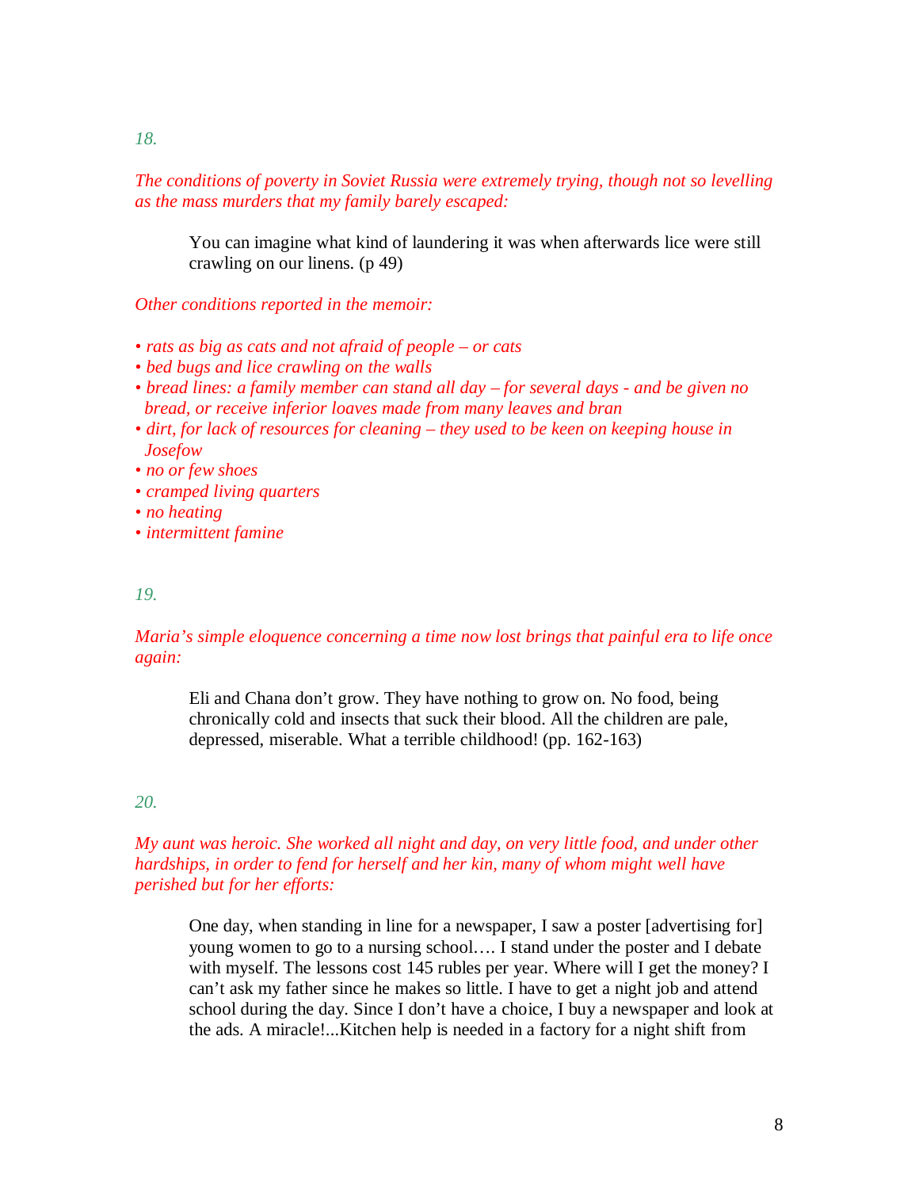*18.*

*The conditions of poverty in Soviet Russia were extremely trying, though not so levelling as the mass murders that my family barely escaped:*

> You can imagine what kind of laundering it was when afterwards lice were still crawling on our linens. (p 49)

*Other conditions reported in the memoir:*

- *rats as big as cats and not afraid of people – or cats*
- *bed bugs and lice crawling on the walls*
- *bread lines: a family member can stand all day – for several days - and be given no bread, or receive inferior loaves made from many leaves and bran*
- *dirt, for lack of resources for cleaning – they used to be keen on keeping house in Josefow*
- *no or few shoes*
- *cramped living quarters*
- *no heating*
- *intermittent famine*

*19.*

*Maria's simple eloquence concerning a time now lost brings that painful era to life once again:*

> Eli and Chana don't grow. They have nothing to grow on. No food, being chronically cold and insects that suck their blood. All the children are pale, depressed, miserable. What a terrible childhood! (pp. 162-163)

*20.*

*My aunt was heroic. She worked all night and day, on very little food, and under other hardships, in order to fend for herself and her kin, many of whom might well have perished but for her efforts:*

> One day, when standing in line for a newspaper, I saw a poster [advertising for] young women to go to a nursing school…. I stand under the poster and I debate with myself. The lessons cost 145 rubles per year. Where will I get the money? I can't ask my father since he makes so little. I have to get a night job and attend school during the day. Since I don't have a choice, I buy a newspaper and look at the ads. A miracle!...Kitchen help is needed in a factory for a night shift from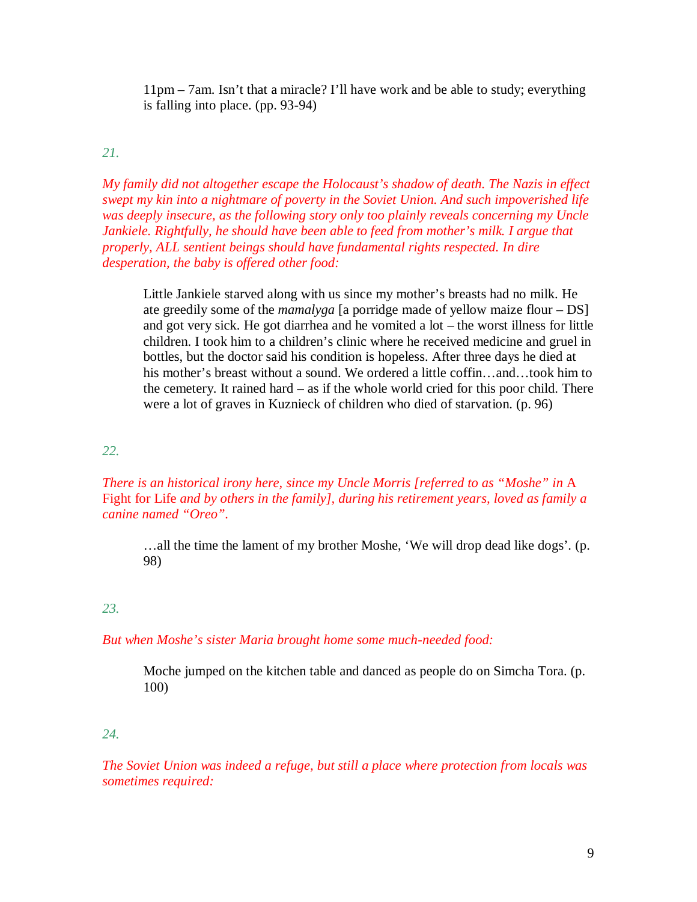> 11pm – 7am. Isn't that a miracle? I'll have work and be able to study; everything is falling into place. (pp. 93-94)

*21.*

*My family did not altogether escape the Holocaust's shadow of death. The Nazis in effect swept my kin into a nightmare of poverty in the Soviet Union. And such impoverished life was deeply insecure, as the following story only too plainly reveals concerning my Uncle Jankiele. Rightfully, he should have been able to feed from mother's milk. I argue that properly, ALL sentient beings should have fundamental rights respected. In dire desperation, the baby is offered other food:*

> Little Jankiele starved along with us since my mother's breasts had no milk. He ate greedily some of the *mamalyga* [a porridge made of yellow maize flour – DS] and got very sick. He got diarrhea and he vomited a lot – the worst illness for little children. I took him to a children's clinic where he received medicine and gruel in bottles, but the doctor said his condition is hopeless. After three days he died at his mother's breast without a sound. We ordered a little coffin…and…took him to the cemetery. It rained hard – as if the whole world cried for this poor child. There were a lot of graves in Kuznieck of children who died of starvation. (p. 96)

*22.*

*There is an historical irony here, since my Uncle Morris [referred to as "Moshe" in* A Fight for Life *and by others in the family], during his retirement years, loved as family a canine named "Oreo".*

> …all the time the lament of my brother Moshe, 'We will drop dead like dogs'. (p. 98)

*23.*

*But when Moshe's sister Maria brought home some much-needed food:*

> Moche jumped on the kitchen table and danced as people do on Simcha Tora. (p. 100)

*24.*

*The Soviet Union was indeed a refuge, but still a place where protection from locals was sometimes required:*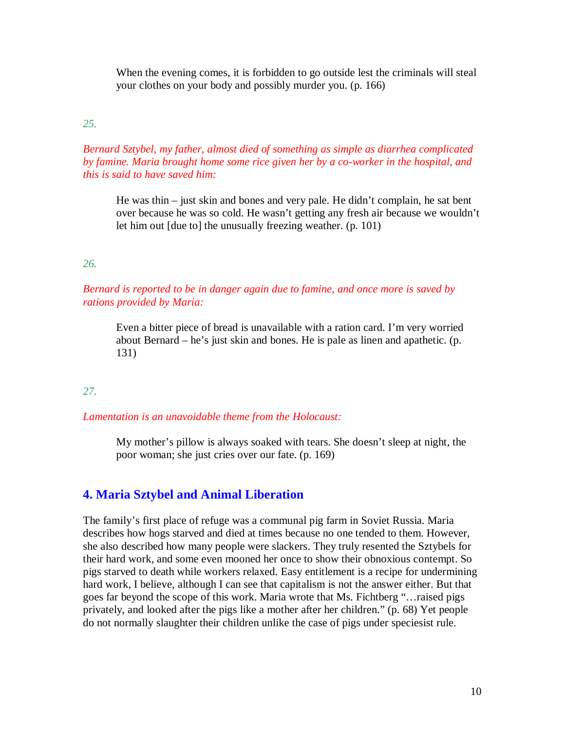> When the evening comes, it is forbidden to go outside lest the criminals will steal your clothes on your body and possibly murder you. (p. 166)

*25.*

*Bernard Sztybel, my father, almost died of something as simple as diarrhea complicated by famine. Maria brought home some rice given her by a co-worker in the hospital, and this is said to have saved him:*

> He was thin – just skin and bones and very pale. He didn't complain, he sat bent over because he was so cold. He wasn't getting any fresh air because we wouldn't let him out [due to] the unusually freezing weather. (p. 101)

*26.*

*Bernard is reported to be in danger again due to famine, and once more is saved by rations provided by Maria:*

> Even a bitter piece of bread is unavailable with a ration card. I'm very worried about Bernard – he's just skin and bones. He is pale as linen and apathetic. (p. 131)

*27.*

*Lamentation is an unavoidable theme from the Holocaust:*

> My mother's pillow is always soaked with tears. She doesn't sleep at night, the poor woman; she just cries over our fate. (p. 169)

## 4. Maria Sztybel and Animal Liberation

The family's first place of refuge was a communal pig farm in Soviet Russia. Maria describes how hogs starved and died at times because no one tended to them. However, she also described how many people were slackers. They truly resented the Sztybels for their hard work, and some even mooned her once to show their obnoxious contempt. So pigs starved to death while workers relaxed. Easy entitlement is a recipe for undermining hard work, I believe, although I can see that capitalism is not the answer either. But that goes far beyond the scope of this work. Maria wrote that Ms. Fichtberg "…raised pigs privately, and looked after the pigs like a mother after her children." (p. 68) Yet people do not normally slaughter their children unlike the case of pigs under speciesist rule.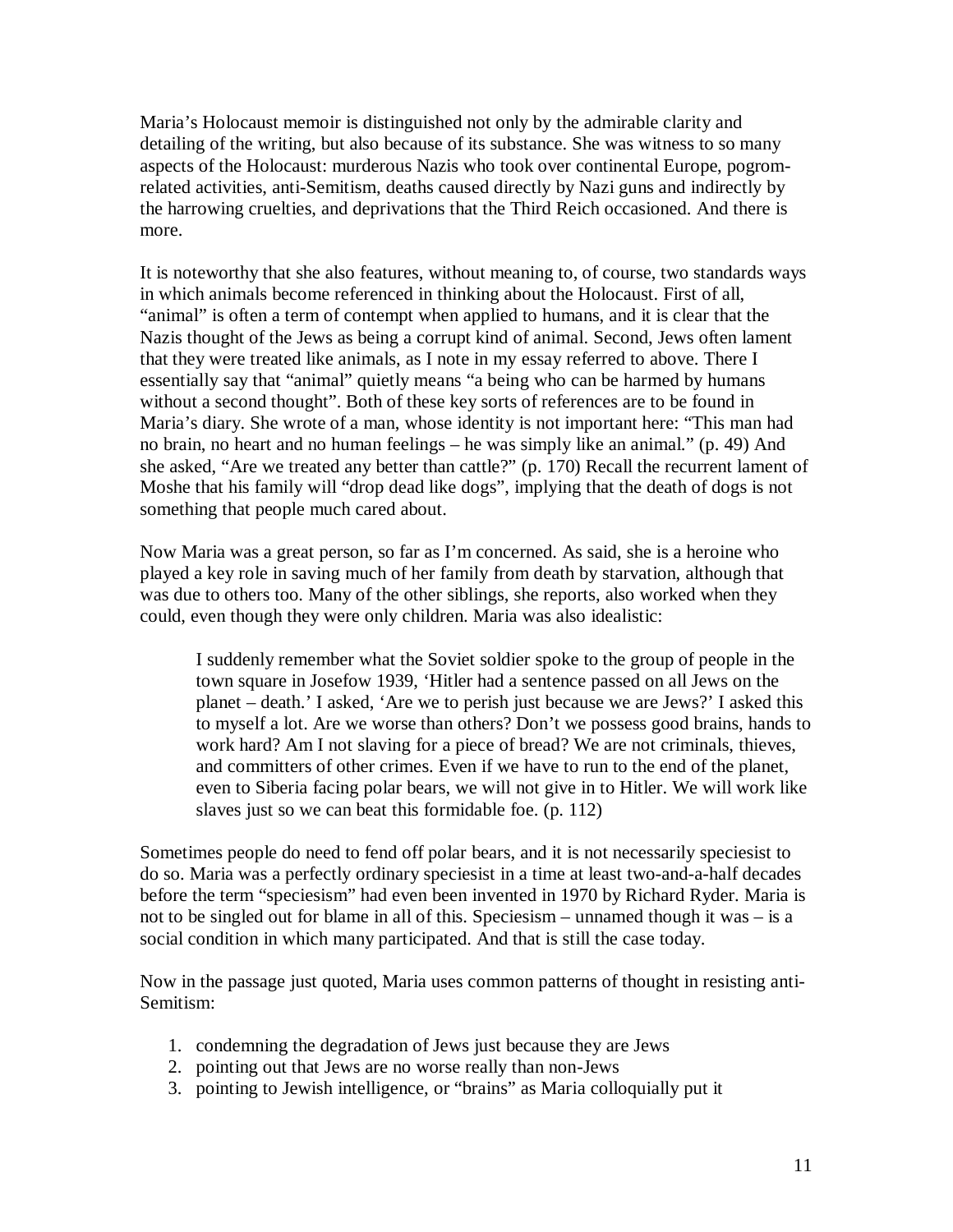Maria's Holocaust memoir is distinguished not only by the admirable clarity and detailing of the writing, but also because of its substance. She was witness to so many aspects of the Holocaust: murderous Nazis who took over continental Europe, pogrom-related activities, anti-Semitism, deaths caused directly by Nazi guns and indirectly by the harrowing cruelties, and deprivations that the Third Reich occasioned. And there is more.

It is noteworthy that she also features, without meaning to, of course, two standards ways in which animals become referenced in thinking about the Holocaust. First of all, "animal" is often a term of contempt when applied to humans, and it is clear that the Nazis thought of the Jews as being a corrupt kind of animal. Second, Jews often lament that they were treated like animals, as I note in my essay referred to above. There I essentially say that "animal" quietly means "a being who can be harmed by humans without a second thought". Both of these key sorts of references are to be found in Maria's diary. She wrote of a man, whose identity is not important here: "This man had no brain, no heart and no human feelings – he was simply like an animal." (p. 49) And she asked, "Are we treated any better than cattle?" (p. 170) Recall the recurrent lament of Moshe that his family will "drop dead like dogs", implying that the death of dogs is not something that people much cared about.

Now Maria was a great person, so far as I'm concerned. As said, she is a heroine who played a key role in saving much of her family from death by starvation, although that was due to others too. Many of the other siblings, she reports, also worked when they could, even though they were only children. Maria was also idealistic:

> I suddenly remember what the Soviet soldier spoke to the group of people in the town square in Josefow 1939, 'Hitler had a sentence passed on all Jews on the planet – death.' I asked, 'Are we to perish just because we are Jews?' I asked this to myself a lot. Are we worse than others? Don't we possess good brains, hands to work hard? Am I not slaving for a piece of bread? We are not criminals, thieves, and committers of other crimes. Even if we have to run to the end of the planet, even to Siberia facing polar bears, we will not give in to Hitler. We will work like slaves just so we can beat this formidable foe. (p. 112)

Sometimes people do need to fend off polar bears, and it is not necessarily speciesist to do so. Maria was a perfectly ordinary speciesist in a time at least two-and-a-half decades before the term "speciesism" had even been invented in 1970 by Richard Ryder. Maria is not to be singled out for blame in all of this. Speciesism – unnamed though it was – is a social condition in which many participated. And that is still the case today.

Now in the passage just quoted, Maria uses common patterns of thought in resisting anti-Semitism:

1. condemning the degradation of Jews just because they are Jews
2. pointing out that Jews are no worse really than non-Jews
3. pointing to Jewish intelligence, or "brains" as Maria colloquially put it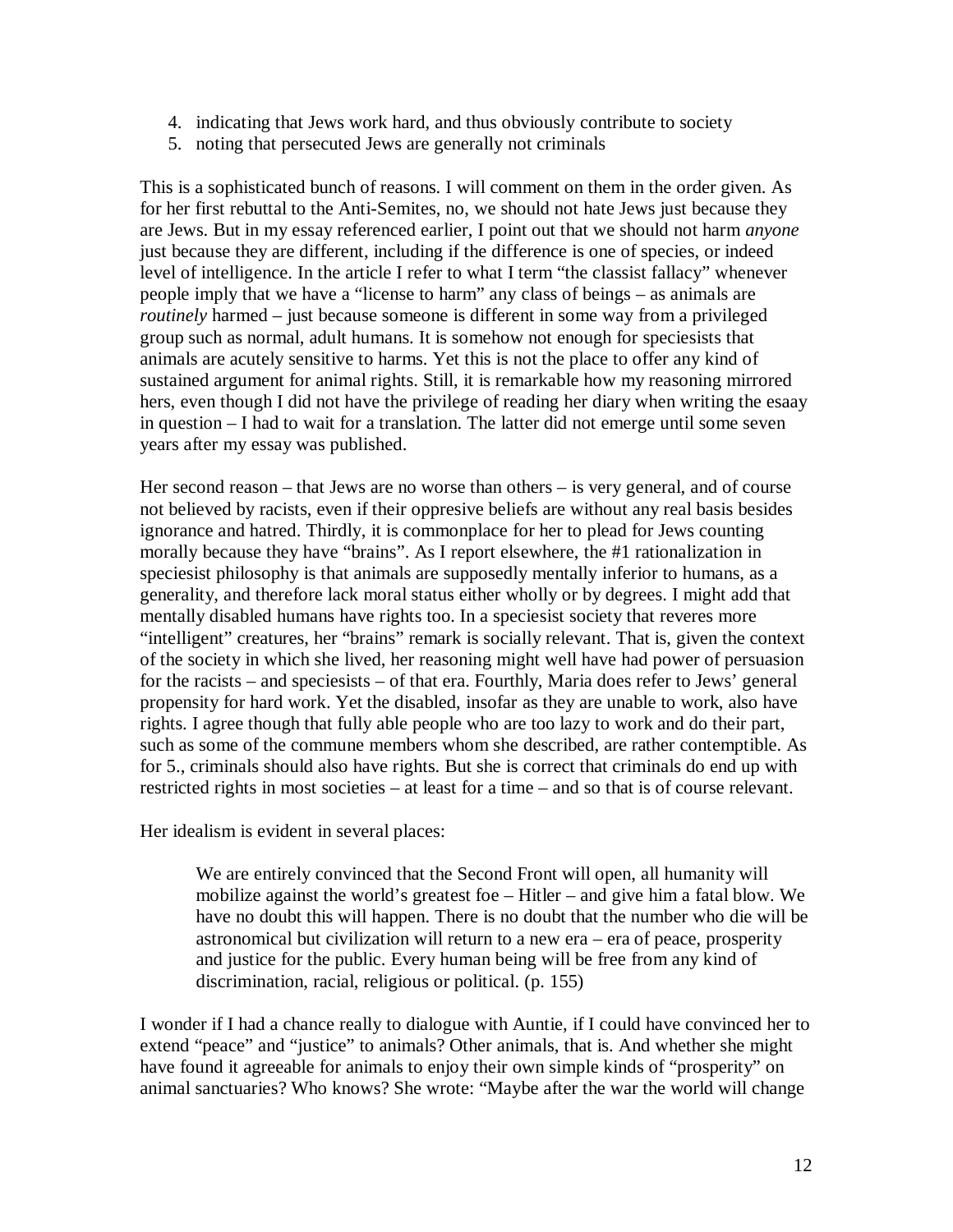4. indicating that Jews work hard, and thus obviously contribute to society
5. noting that persecuted Jews are generally not criminals

This is a sophisticated bunch of reasons. I will comment on them in the order given. As for her first rebuttal to the Anti-Semites, no, we should not hate Jews just because they are Jews. But in my essay referenced earlier, I point out that we should not harm *anyone* just because they are different, including if the difference is one of species, or indeed level of intelligence. In the article I refer to what I term "the classist fallacy" whenever people imply that we have a "license to harm" any class of beings – as animals are *routinely* harmed – just because someone is different in some way from a privileged group such as normal, adult humans. It is somehow not enough for speciesists that animals are acutely sensitive to harms. Yet this is not the place to offer any kind of sustained argument for animal rights. Still, it is remarkable how my reasoning mirrored hers, even though I did not have the privilege of reading her diary when writing the esaay in question – I had to wait for a translation. The latter did not emerge until some seven years after my essay was published.

Her second reason – that Jews are no worse than others – is very general, and of course not believed by racists, even if their opresive beliefs are without any real basis besides ignorance and hatred. Thirdly, it is commonplace for her to plead for Jews counting morally because they have "brains". As I report elsewhere, the #1 rationalization in speciesist philosophy is that animals are supposedly mentally inferior to humans, as a generality, and therefore lack moral status either wholly or by degrees. I might add that mentally disabled humans have rights too. In a speciesist society that reveres more "intelligent" creatures, her "brains" remark is socially relevant. That is, given the context of the society in which she lived, her reasoning might well have had power of persuasion for the racists – and speciesists – of that era. Fourthly, Maria does refer to Jews' general propensity for hard work. Yet the disabled, insofar as they are unable to work, also have rights. I agree though that fully able people who are too lazy to work and do their part, such as some of the commune members whom she described, are rather contemptible. As for 5., criminals should also have rights. But she is correct that criminals do end up with restricted rights in most societies – at least for a time – and so that is of course relevant.

Her idealism is evident in several places:

> We are entirely convinced that the Second Front will open, all humanity will mobilize against the world's greatest foe – Hitler – and give him a fatal blow. We have no doubt this will happen. There is no doubt that the number who die will be astronomical but civilization will return to a new era – era of peace, prosperity and justice for the public. Every human being will be free from any kind of discrimination, racial, religious or political. (p. 155)

I wonder if I had a chance really to dialogue with Auntie, if I could have convinced her to extend "peace" and "justice" to animals? Other animals, that is. And whether she might have found it agreeable for animals to enjoy their own simple kinds of "prosperity" on animal sanctuaries? Who knows? She wrote: "Maybe after the war the world will change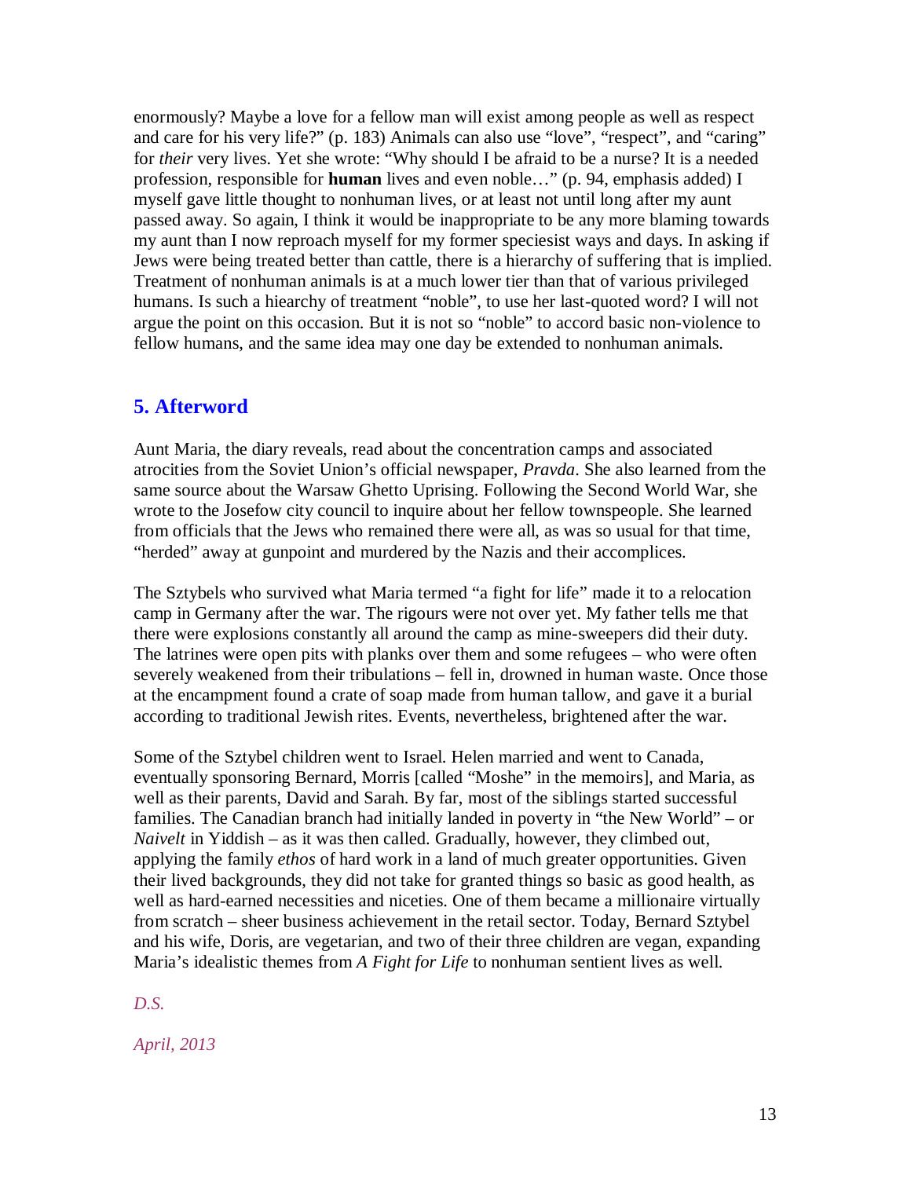enormously? Maybe a love for a fellow man will exist among people as well as respect and care for his very life?" (p. 183) Animals can also use "love", "respect", and "caring" for *their* very lives. Yet she wrote: "Why should I be afraid to be a nurse? It is a needed profession, responsible for **human** lives and even noble…" (p. 94, emphasis added) I myself gave little thought to nonhuman lives, or at least not until long after my aunt passed away. So again, I think it would be inappropriate to be any more blaming towards my aunt than I now reproach myself for my former speciesist ways and days. In asking if Jews were being treated better than cattle, there is a hierarchy of suffering that is implied. Treatment of nonhuman animals is at a much lower tier than that of various privileged humans. Is such a hiearchy of treatment "noble", to use her last-quoted word? I will not argue the point on this occasion. But it is not so "noble" to accord basic non-violence to fellow humans, and the same idea may one day be extended to nonhuman animals.

## 5. Afterword

Aunt Maria, the diary reveals, read about the concentration camps and associated atrocities from the Soviet Union's official newspaper, *Pravda*. She also learned from the same source about the Warsaw Ghetto Uprising. Following the Second World War, she wrote to the Josefow city council to inquire about her fellow townspeople. She learned from officials that the Jews who remained there were all, as was so usual for that time, "herded" away at gunpoint and murdered by the Nazis and their accomplices.

The Sztybels who survived what Maria termed "a fight for life" made it to a relocation camp in Germany after the war. The rigours were not over yet. My father tells me that there were explosions constantly all around the camp as mine-sweepers did their duty. The latrines were open pits with planks over them and some refugees – who were often severely weakened from their tribulations – fell in, drowned in human waste. Once those at the encampment found a crate of soap made from human tallow, and gave it a burial according to traditional Jewish rites. Events, nevertheless, brightened after the war.

Some of the Sztybel children went to Israel. Helen married and went to Canada, eventually sponsoring Bernard, Morris [called "Moshe" in the memoirs], and Maria, as well as their parents, David and Sarah. By far, most of the siblings started successful families. The Canadian branch had initially landed in poverty in "the New World" – or *Naivelt* in Yiddish – as it was then called. Gradually, however, they climbed out, applying the family *ethos* of hard work in a land of much greater opportunities. Given their lived backgrounds, they did not take for granted things so basic as good health, as well as hard-earned necessities and niceties. One of them became a millionaire virtually from scratch – sheer business achievement in the retail sector. Today, Bernard Sztybel and his wife, Doris, are vegetarian, and two of their three children are vegan, expanding Maria's idealistic themes from *A Fight for Life* to nonhuman sentient lives as well.

*D.S.*

*April, 2013*